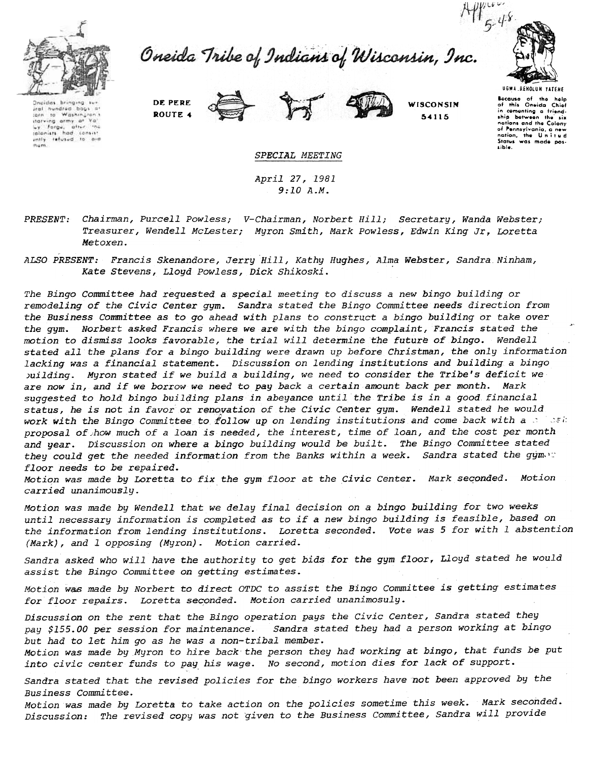# Oneida Tribe of Indians of Wisconsin, Inc.

DE PERE ROUTE 4 — WISCONSIN 54115

Oneidas bringing several hundred bags of corn to Washington's starving army at Valley Forge, after the colonists had consistently refused to aid them.

UGWA DEHOLUH YATEHE — Because of the help of this Oneida Chief in cementing a friendship between the six nations and the Colony of Pennsylvania, a new nation, the United States was made possible.

Approved 5-4-8

*SPECIAL MEETING*

*April 27, 1981*
*9:10 A.M.*

*PRESENT:* *Chairman, Purcell Powless; V-Chairman, Norbert Hill; Secretary, Wanda Webster; Treasurer, Wendell McLester; Myron Smith, Mark Powless, Edwin King Jr, Loretta Metoxen.*

*ALSO PRESENT:* *Francis Skenandore, Jerry Hill, Kathy Hughes, Alma Webster, Sandra Ninham, Kate Stevens, Lloyd Powless, Dick Shikoski.*

*The Bingo Committee had requested a special meeting to discuss a new bingo building or remodeling of the Civic Center gym. Sandra stated the Bingo Committee needs direction from the Business Committee as to go ahead with plans to construct a bingo building or take over the gym. Norbert asked Francis where we are with the bingo complaint, Francis stated the motion to dismiss looks favorable, the trial will determine the future of bingo. Wendell stated all the plans for a bingo building were drawn up before Christmas, the only information lacking was a financial statement. Discussion on lending institutions and building a bingo building. Myron stated if we build a building, we need to consider the Tribe's deficit we are now in, and if we borrow we need to pay back a certain amount back per month. Mark suggested to hold bingo building plans in abeyance until the Tribe is in a good financial status, he is not in favor or renovation of the Civic Center gym. Wendell stated he would work with the Bingo Committee to follow up on lending institutions and come back with a ... proposal of how much of a loan is needed, the interest, time of loan, and the cost per month and year. Discussion on where a bingo building would be built. The Bingo Committee stated they could get the needed information from the Banks within a week. Sandra stated the gym floor needs to be repaired.*
*Motion was made by Loretta to fix the gym floor at the Civic Center. Mark seconded. Motion carried unanimously.*

*Motion was made by Wendell that we delay final decision on a bingo building for two weeks until necessary information is completed as to if a new bingo building is feasible, based on the information from lending institutions. Loretta seconded. Vote was 5 for with 1 abstention (Mark), and 1 opposing (Myron). Motion carried.*

*Sandra asked who will have the authority to get bids for the gym floor, Lloyd stated he would assist the Bingo Committee on getting estimates.*

*Motion was made by Norbert to direct OTDC to assist the Bingo Committee is getting estimates for floor repairs. Loretta seconded. Motion carried unanimosuly.*

*Discussion on the rent that the Bingo operation pays the Civic Center, Sandra stated they pay $155.00 per session for maintenance. Sandra stated they had a person working at bingo but had to let him go as he was a non-tribal member.*
*Motion was made by Myron to hire back the person they had working at bingo, that funds be put into civic center funds to pay his wage. No second, motion dies for lack of support.*

*Sandra stated that the revised policies for the bingo workers have not been approved by the Business Committee.*
*Motion was made by Loretta to take action on the policies sometime this week. Mark seconded. Discussion: The revised copy was not given to the Business Committee, Sandra will provide*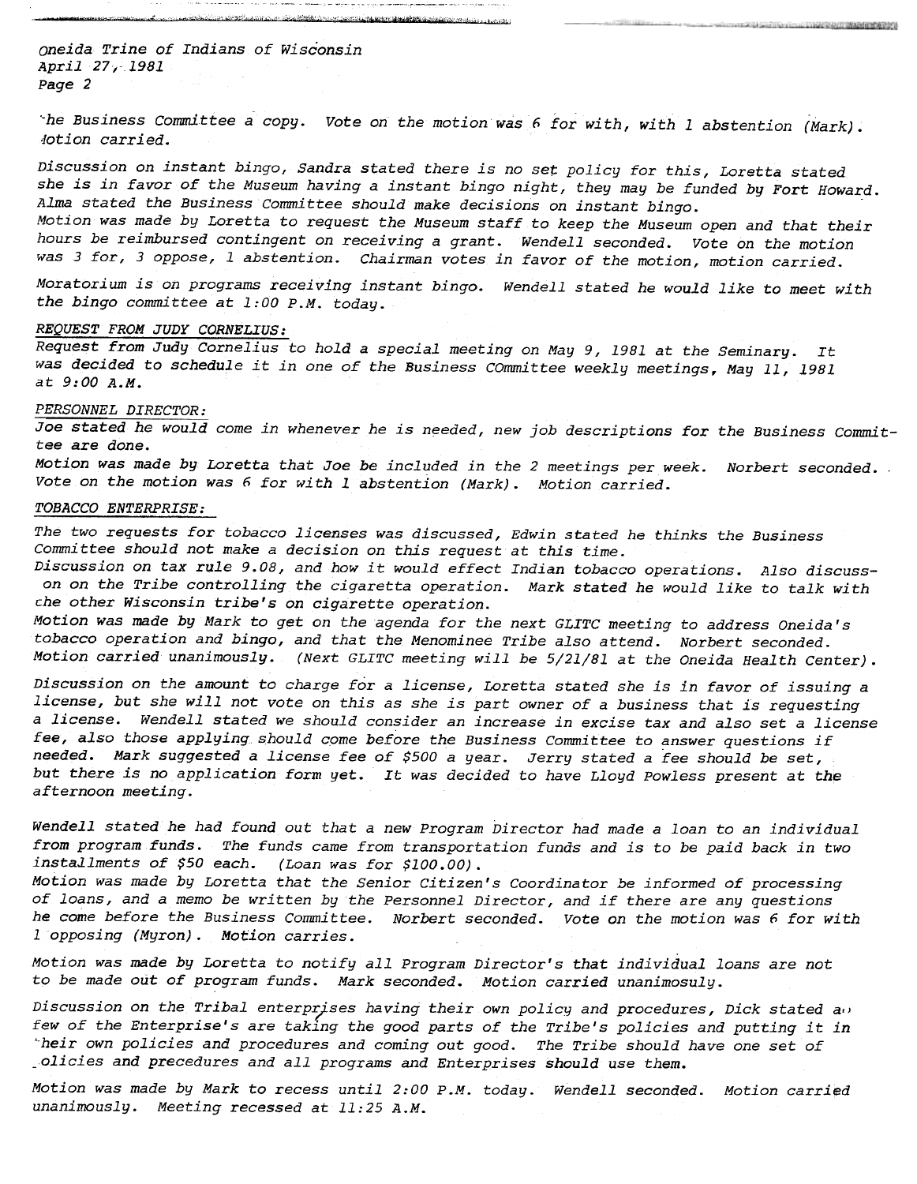*the Business Committee a copy. Vote on the motion was 6 for with, with 1 abstention (Mark). Motion carried.*

*Discussion on instant bingo, Sandra stated there is no set policy for this, Loretta stated she is in favor of the Museum having a instant bingo night, they may be funded by Fort Howard. Alma stated the Business Committee should make decisions on instant bingo.*
*Motion was made by Loretta to request the Museum staff to keep the Museum open and that their hours be reimbursed contingent on receiving a grant. Wendell seconded. Vote on the motion was 3 for, 3 oppose, 1 abstention. Chairman votes in favor of the motion, motion carried.*

*Moratorium is on programs receiving instant bingo. Wendell stated he would like to meet with the bingo committee at 1:00 P.M. today.*

*REQUEST FROM JUDY CORNELIUS:*

*Request from Judy Cornelius to hold a special meeting on May 9, 1981 at the Seminary. It was decided to schedule it in one of the Business COmmittee weekly meetings, May 11, 1981 at 9:00 A.M.*

*PERSONNEL DIRECTOR:*

*Joe stated he would come in whenever he is needed, new job descriptions for the Business Committee are done.*
*Motion was made by Loretta that Joe be included in the 2 meetings per week. Norbert seconded. Vote on the motion was 6 for with 1 abstention (Mark). Motion carried.*

*TOBACCO ENTERPRISE:*

*The two requests for tobacco licenses was discussed, Edwin stated he thinks the Business Committee should not make a decision on this request at this time.*
*Discussion on tax rule 9.08, and how it would effect Indian tobacco operations. Also discussion on the Tribe controlling the cigaretta operation. Mark stated he would like to talk with the other Wisconsin tribe's on cigarette operation.*
*Motion was made by Mark to get on the agenda for the next GLITC meeting to address Oneida's tobacco operation and bingo, and that the Menominee Tribe also attend. Norbert seconded. Motion carried unanimously. (Next GLITC meeting will be 5/21/81 at the Oneida Health Center).*

*Discussion on the amount to charge for a license, Loretta stated she is in favor of issuing a license, but she will not vote on this as she is part owner of a business that is requesting a license. Wendell stated we should consider an increase in excise tax and also set a license fee, also those applying should come before the Business Committee to answer questions if needed. Mark suggested a license fee of $500 a year. Jerry stated a fee should be set, but there is no application form yet. It was decided to have Lloyd Powless present at the afternoon meeting.*

*Wendell stated he had found out that a new Program Director had made a loan to an individual from program funds. The funds came from transportation funds and is to be paid back in two installments of $50 each. (Loan was for $100.00).*
*Motion was made by Loretta that the Senior Citizen's Coordinator be informed of processing of loans, and a memo be written by the Personnel Director, and if there are any questions he come before the Business Committee. Norbert seconded. Vote on the motion was 6 for with 1 opposing (Myron). Motion carries.*

*Motion was made by Loretta to notify all Program Director's that individual loans are not to be made out of program funds. Mark seconded. Motion carried unanimosuly.*

*Discussion on the Tribal enterprises having their own policy and procedures, Dick stated a few of the Enterprise's are taking the good parts of the Tribe's policies and putting it in their own policies and procedures and coming out good. The Tribe should have one set of policies and precedures and all programs and Enterprises should use them.*

*Motion was made by Mark to recess until 2:00 P.M. today. Wendell seconded. Motion carried unanimously. Meeting recessed at 11:25 A.M.*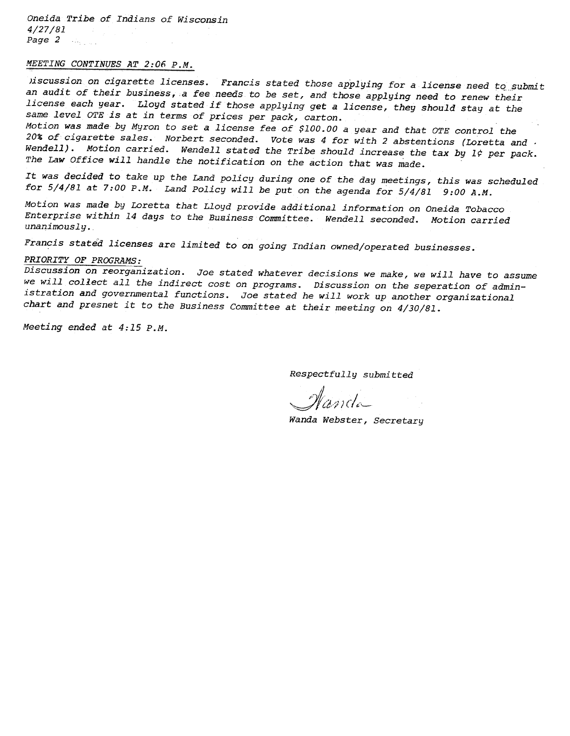*MEETING CONTINUES AT 2:06 P.M.*

*Discussion on cigarette licenses. Francis stated those applying for a license need to submit an audit of their business, a fee needs to be set, and those applying need to renew their license each year. Lloyd stated if those applying get a license, they should stay at the same level OTE is at in terms of prices per pack, carton.*
*Motion was made by Myron to set a license fee of $100.00 a year and that OTE control the 20% of cigarette sales. Norbert seconded. Vote was 4 for with 2 abstentions (Loretta and Wendell). Motion carried. Wendell stated the Tribe should increase the tax by 1¢ per pack. The Law Office will handle the notification on the action that was made.*

*It was decided to take up the Land policy during one of the day meetings, this was scheduled for 5/4/81 at 7:00 P.M. Land Policy will be put on the agenda for 5/4/81 9:00 A.M.*

*Motion was made by Loretta that Lloyd provide additional information on Oneida Tobacco Enterprise within 14 days to the Business Committee. Wendell seconded. Motion carried unanimously.*

*Francis stated licenses are limited to on going Indian owned/operated businesses.*

*PRIORITY OF PROGRAMS:*
*Discussion on reorganization. Joe stated whatever decisions we make, we will have to assume we will collect all the indirect cost on programs. Discussion on the seperation of administration and governmental functions. Joe stated he will work up another organizational chart and presnet it to the Business Committee at their meeting on 4/30/81.*

*Meeting ended at 4:15 P.M.*

*Respectfully submitted*

*Wanda*

*Wanda Webster, Secretary*